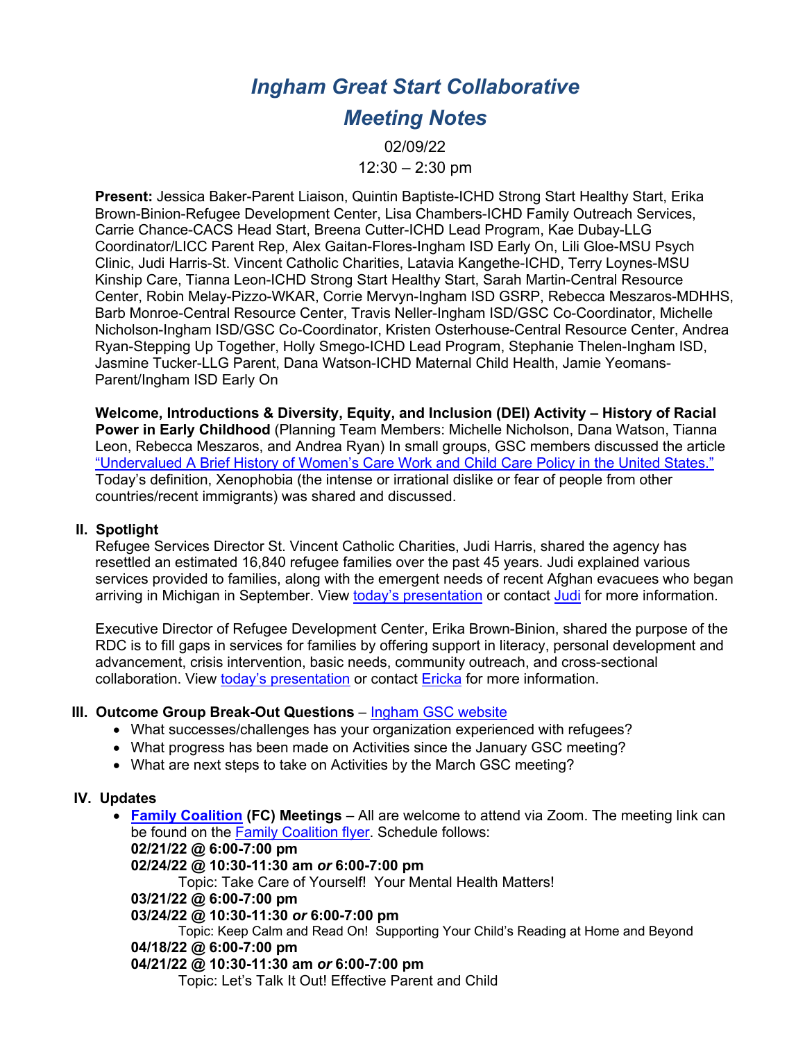# *Ingham Great Start Collaborative*

# *Meeting Notes*

02/09/22

12:30 – 2:30 pm

**Present:** Jessica Baker-Parent Liaison, Quintin Baptiste-ICHD Strong Start Healthy Start, Erika Brown-Binion-Refugee Development Center, Lisa Chambers-ICHD Family Outreach Services, Carrie Chance-CACS Head Start, Breena Cutter-ICHD Lead Program, Kae Dubay-LLG Coordinator/LICC Parent Rep, Alex Gaitan-Flores-Ingham ISD Early On, Lili Gloe-MSU Psych Clinic, Judi Harris-St. Vincent Catholic Charities, Latavia Kangethe-ICHD, Terry Loynes-MSU Kinship Care, Tianna Leon-ICHD Strong Start Healthy Start, Sarah Martin-Central Resource Center, Robin Melay-Pizzo-WKAR, Corrie Mervyn-Ingham ISD GSRP, Rebecca Meszaros-MDHHS, Barb Monroe-Central Resource Center, Travis Neller-Ingham ISD/GSC Co-Coordinator, Michelle Nicholson-Ingham ISD/GSC Co-Coordinator, Kristen Osterhouse-Central Resource Center, Andrea Ryan-Stepping Up Together, Holly Smego-ICHD Lead Program, Stephanie Thelen-Ingham ISD, Jasmine Tucker-LLG Parent, Dana Watson-ICHD Maternal Child Health, Jamie Yeomans-Parent/Ingham ISD Early On

**Welcome, Introductions & Diversity, Equity, and Inclusion (DEI) Activity – History of Racial Power in Early Childhood** (Planning Team Members: Michelle Nicholson, Dana Watson, Tianna Leon, Rebecca Meszaros, and Andrea Ryan) In small groups, GSC members discussed the article "Undervalued A Brief History of Women's Care Work and Child Care Policy in the United States." Today's definition, Xenophobia (the intense or irrational dislike or fear of people from other countries/recent immigrants) was shared and discussed.

## II. Spotlight

Refugee Services Director St. Vincent Catholic Charities, Judi Harris, shared the agency has resettled an estimated 16,840 refugee families over the past 45 years. Judi explained various services provided to families, along with the emergent needs of recent Afghan evacuees who began arriving in Michigan in September. View today's presentation or contact Judi for more information.

Executive Director of Refugee Development Center, Erika Brown-Binion, shared the purpose of the RDC is to fill gaps in services for families by offering support in literacy, personal development and advancement, crisis intervention, basic needs, community outreach, and cross-sectional collaboration. View today's presentation or contact Ericka for more information.

## III. Outcome Group Break-Out Questions – Ingham GSC website

- What successes/challenges has your organization experienced with refugees?
- What progress has been made on Activities since the January GSC meeting?
- What are next steps to take on Activities by the March GSC meeting?

## IV. Updates

- **Family Coalition (FC) Meetings** – All are welcome to attend via Zoom. The meeting link can be found on the Family Coalition flyer. Schedule follows:
  **02/21/22 @ 6:00-7:00 pm**
  **02/24/22 @ 10:30-11:30 am *or* 6:00-7:00 pm**
  Topic: Take Care of Yourself! Your Mental Health Matters!
  **03/21/22 @ 6:00-7:00 pm**
  **03/24/22 @ 10:30-11:30 *or* 6:00-7:00 pm**
  Topic: Keep Calm and Read On! Supporting Your Child's Reading at Home and Beyond
  **04/18/22 @ 6:00-7:00 pm**
  **04/21/22 @ 10:30-11:30 am *or* 6:00-7:00 pm**
  Topic: Let's Talk It Out! Effective Parent and Child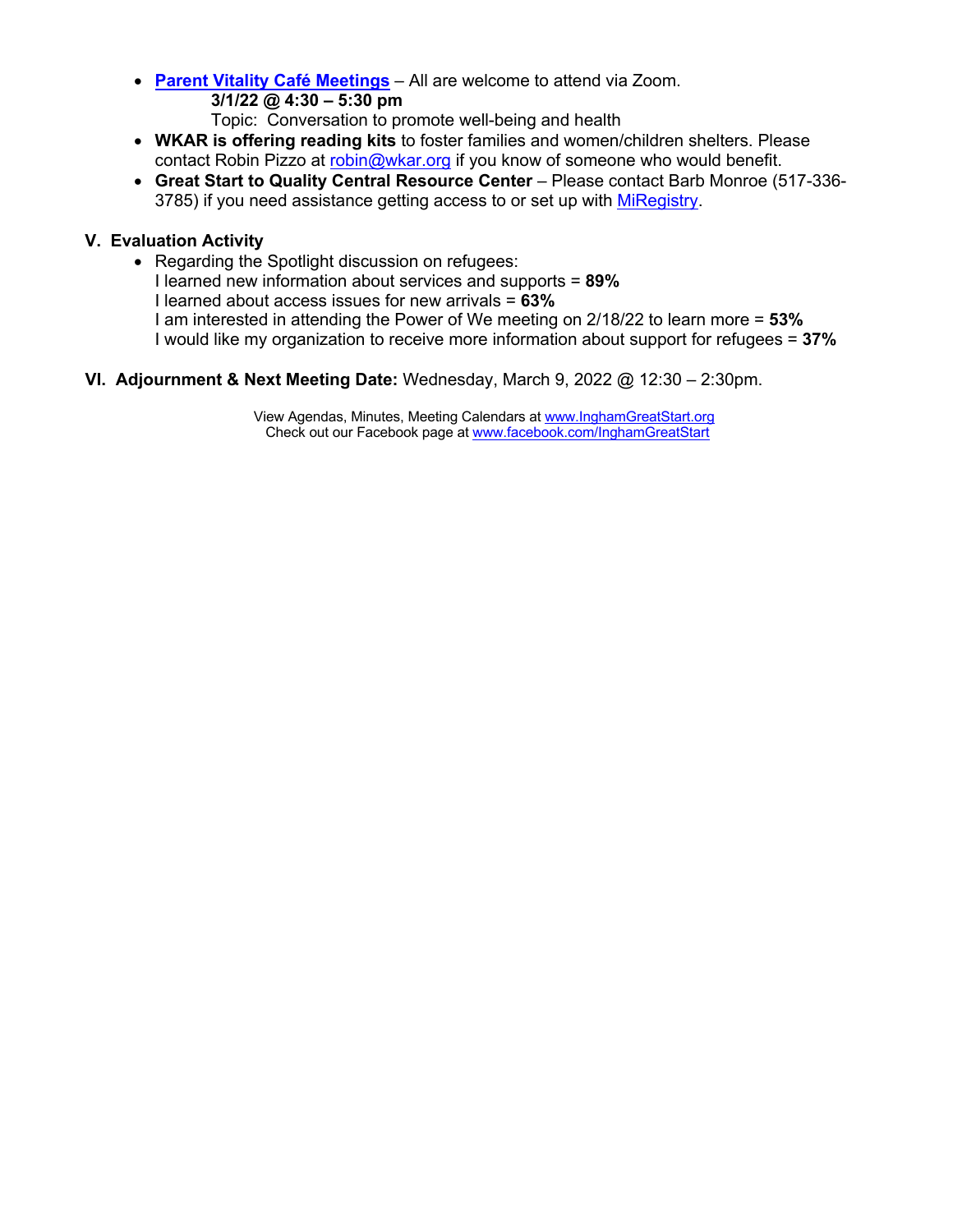- **Parent Vitality Café Meetings** – All are welcome to attend via Zoom.
  **3/1/22 @ 4:30 – 5:30 pm**
  Topic: Conversation to promote well-being and health
- **WKAR is offering reading kits** to foster families and women/children shelters. Please contact Robin Pizzo at robin@wkar.org if you know of someone who would benefit.
- **Great Start to Quality Central Resource Center** – Please contact Barb Monroe (517-336-3785) if you need assistance getting access to or set up with MiRegistry.

## V. Evaluation Activity

- Regarding the Spotlight discussion on refugees:
  I learned new information about services and supports = **89%**
  I learned about access issues for new arrivals = **63%**
  I am interested in attending the Power of We meeting on 2/18/22 to learn more = **53%**
  I would like my organization to receive more information about support for refugees = **37%**

## VI. Adjournment & Next Meeting Date: Wednesday, March 9, 2022 @ 12:30 – 2:30pm.

View Agendas, Minutes, Meeting Calendars at www.InghamGreatStart.org
Check out our Facebook page at www.facebook.com/InghamGreatStart